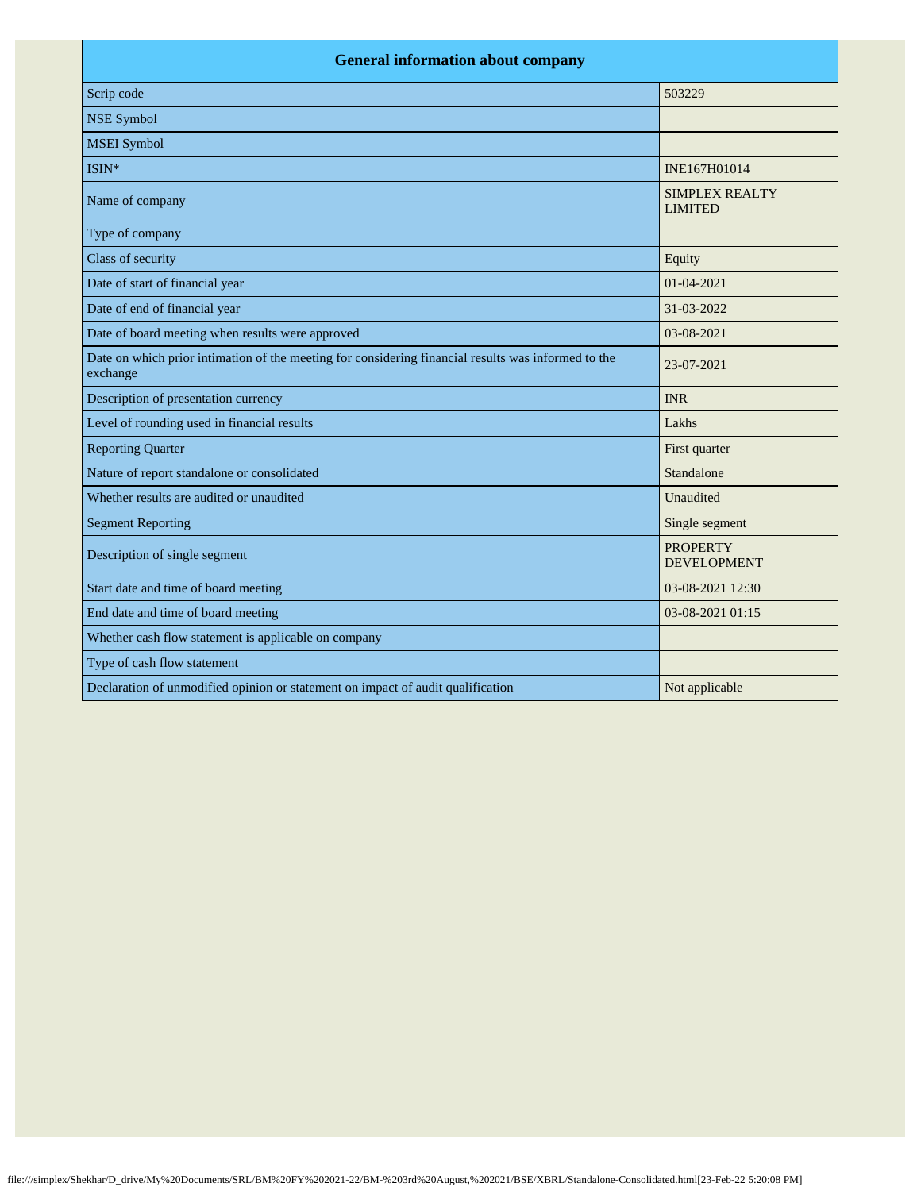| General information about company | |
|---|---|
| Scrip code | 503229 |
| NSE Symbol | |
| MSEI Symbol | |
| ISIN* | INE167H01014 |
| Name of company | SIMPLEX REALTY LIMITED |
| Type of company | |
| Class of security | Equity |
| Date of start of financial year | 01-04-2021 |
| Date of end of financial year | 31-03-2022 |
| Date of board meeting when results were approved | 03-08-2021 |
| Date on which prior intimation of the meeting for considering financial results was informed to the exchange | 23-07-2021 |
| Description of presentation currency | INR |
| Level of rounding used in financial results | Lakhs |
| Reporting Quarter | First quarter |
| Nature of report standalone or consolidated | Standalone |
| Whether results are audited or unaudited | Unaudited |
| Segment Reporting | Single segment |
| Description of single segment | PROPERTY DEVELOPMENT |
| Start date and time of board meeting | 03-08-2021 12:30 |
| End date and time of board meeting | 03-08-2021 01:15 |
| Whether cash flow statement is applicable on company | |
| Type of cash flow statement | |
| Declaration of unmodified opinion or statement on impact of audit qualification | Not applicable |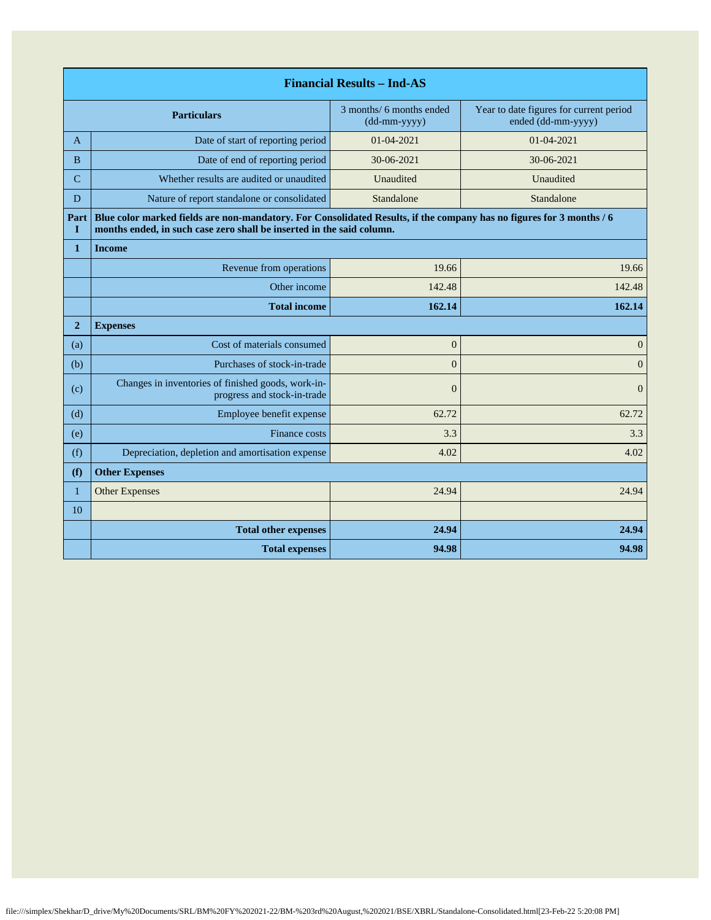| Financial Results – Ind-AS | | | |
|---|---|---|---|
| | **Particulars** | 3 months/ 6 months ended (dd-mm-yyyy) | Year to date figures for current period ended (dd-mm-yyyy) |
| A | Date of start of reporting period | 01-04-2021 | 01-04-2021 |
| B | Date of end of reporting period | 30-06-2021 | 30-06-2021 |
| C | Whether results are audited or unaudited | Unaudited | Unaudited |
| D | Nature of report standalone or consolidated | Standalone | Standalone |
| **Part I** | **Blue color marked fields are non-mandatory. For Consolidated Results, if the company has no figures for 3 months / 6 months ended, in such case zero shall be inserted in the said column.** | | |
| **1** | **Income** | | |
| | Revenue from operations | 19.66 | 19.66 |
| | Other income | 142.48 | 142.48 |
| | **Total income** | **162.14** | **162.14** |
| **2** | **Expenses** | | |
| (a) | Cost of materials consumed | 0 | 0 |
| (b) | Purchases of stock-in-trade | 0 | 0 |
| (c) | Changes in inventories of finished goods, work-in-progress and stock-in-trade | 0 | 0 |
| (d) | Employee benefit expense | 62.72 | 62.72 |
| (e) | Finance costs | 3.3 | 3.3 |
| (f) | Depreciation, depletion and amortisation expense | 4.02 | 4.02 |
| **(f)** | **Other Expenses** | | |
| 1 | Other Expenses | 24.94 | 24.94 |
| 10 | | | |
| | **Total other expenses** | **24.94** | **24.94** |
| | **Total expenses** | **94.98** | **94.98** |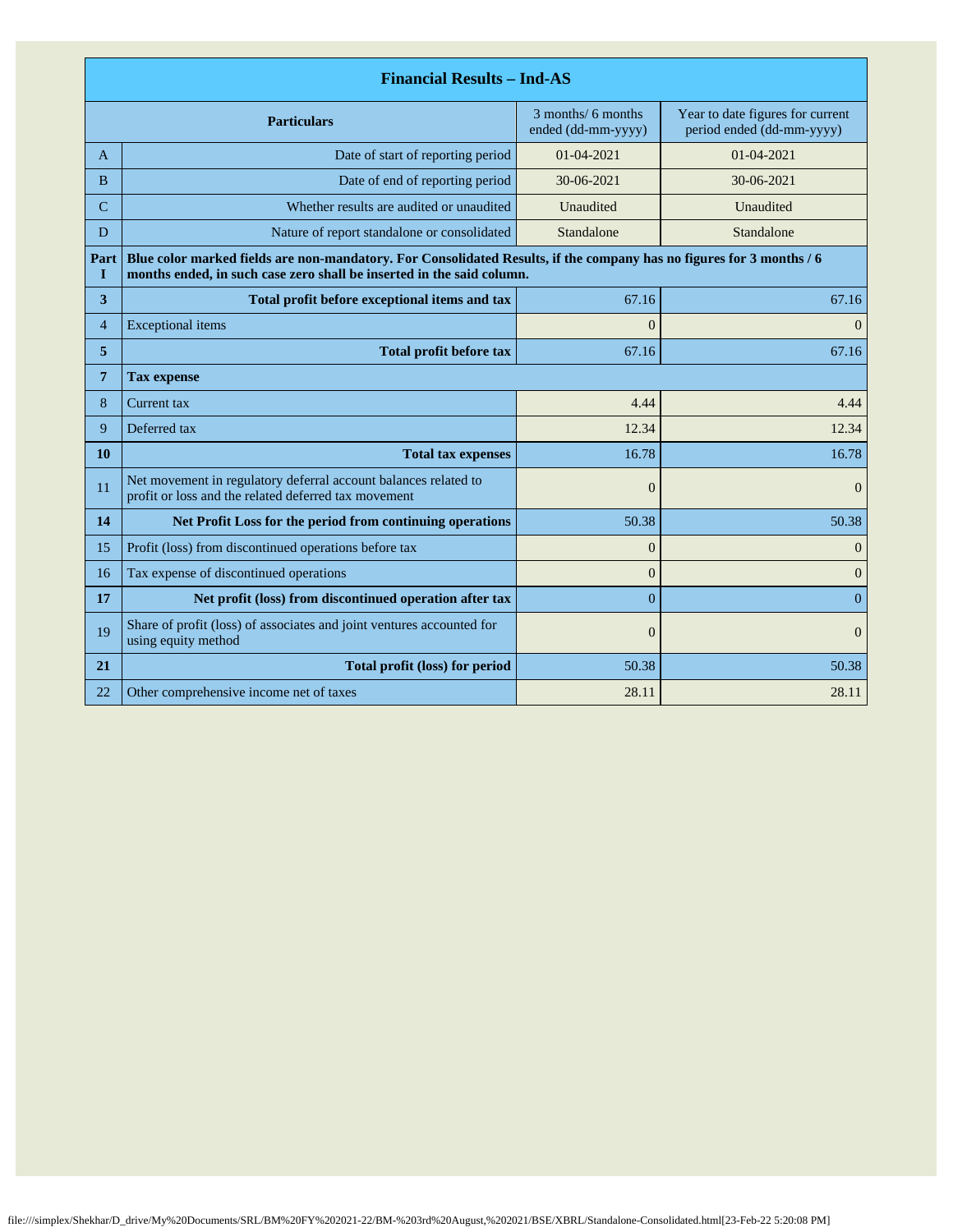| | Financial Results – Ind-AS | | |
|---|---|---|---|
| | **Particulars** | 3 months/ 6 months ended (dd-mm-yyyy) | Year to date figures for current period ended (dd-mm-yyyy) |
| A | Date of start of reporting period | 01-04-2021 | 01-04-2021 |
| B | Date of end of reporting period | 30-06-2021 | 30-06-2021 |
| C | Whether results are audited or unaudited | Unaudited | Unaudited |
| D | Nature of report standalone or consolidated | Standalone | Standalone |
| **Part I** | **Blue color marked fields are non-mandatory. For Consolidated Results, if the company has no figures for 3 months / 6 months ended, in such case zero shall be inserted in the said column.** | | |
| **3** | **Total profit before exceptional items and tax** | 67.16 | 67.16 |
| 4 | Exceptional items | 0 | 0 |
| **5** | **Total profit before tax** | 67.16 | 67.16 |
| **7** | **Tax expense** | | |
| 8 | Current tax | 4.44 | 4.44 |
| 9 | Deferred tax | 12.34 | 12.34 |
| **10** | **Total tax expenses** | 16.78 | 16.78 |
| 11 | Net movement in regulatory deferral account balances related to profit or loss and the related deferred tax movement | 0 | 0 |
| **14** | **Net Profit Loss for the period from continuing operations** | 50.38 | 50.38 |
| 15 | Profit (loss) from discontinued operations before tax | 0 | 0 |
| 16 | Tax expense of discontinued operations | 0 | 0 |
| **17** | **Net profit (loss) from discontinued operation after tax** | 0 | 0 |
| 19 | Share of profit (loss) of associates and joint ventures accounted for using equity method | 0 | 0 |
| **21** | **Total profit (loss) for period** | 50.38 | 50.38 |
| 22 | Other comprehensive income net of taxes | 28.11 | 28.11 |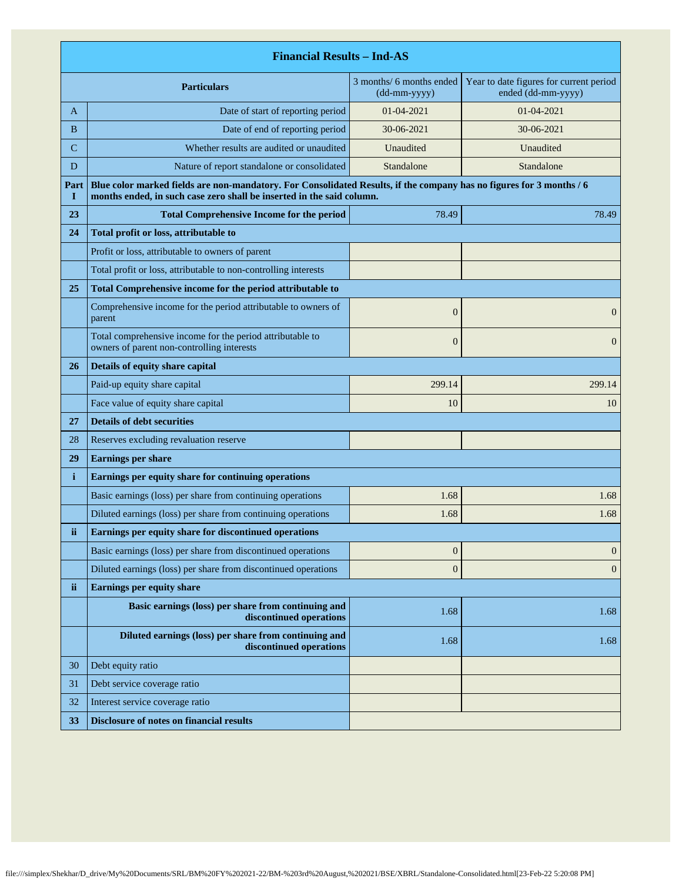| Financial Results – Ind-AS | | | |
|---|---|---|---|
| | **Particulars** | 3 months/ 6 months ended (dd-mm-yyyy) | Year to date figures for current period ended (dd-mm-yyyy) |
| A | Date of start of reporting period | 01-04-2021 | 01-04-2021 |
| B | Date of end of reporting period | 30-06-2021 | 30-06-2021 |
| C | Whether results are audited or unaudited | Unaudited | Unaudited |
| D | Nature of report standalone or consolidated | Standalone | Standalone |
| **Part I** | **Blue color marked fields are non-mandatory. For Consolidated Results, if the company has no figures for 3 months / 6 months ended, in such case zero shall be inserted in the said column.** | | |
| **23** | **Total Comprehensive Income for the period** | 78.49 | 78.49 |
| **24** | **Total profit or loss, attributable to** | | |
| | Profit or loss, attributable to owners of parent | | |
| | Total profit or loss, attributable to non-controlling interests | | |
| **25** | **Total Comprehensive income for the period attributable to** | | |
| | Comprehensive income for the period attributable to owners of parent | 0 | 0 |
| | Total comprehensive income for the period attributable to owners of parent non-controlling interests | 0 | 0 |
| **26** | **Details of equity share capital** | | |
| | Paid-up equity share capital | 299.14 | 299.14 |
| | Face value of equity share capital | 10 | 10 |
| **27** | **Details of debt securities** | | |
| 28 | Reserves excluding revaluation reserve | | |
| **29** | **Earnings per share** | | |
| **i** | **Earnings per equity share for continuing operations** | | |
| | Basic earnings (loss) per share from continuing operations | 1.68 | 1.68 |
| | Diluted earnings (loss) per share from continuing operations | 1.68 | 1.68 |
| **ii** | **Earnings per equity share for discontinued operations** | | |
| | Basic earnings (loss) per share from discontinued operations | 0 | 0 |
| | Diluted earnings (loss) per share from discontinued operations | 0 | 0 |
| **ii** | **Earnings per equity share** | | |
| | **Basic earnings (loss) per share from continuing and discontinued operations** | 1.68 | 1.68 |
| | **Diluted earnings (loss) per share from continuing and discontinued operations** | 1.68 | 1.68 |
| 30 | Debt equity ratio | | |
| 31 | Debt service coverage ratio | | |
| 32 | Interest service coverage ratio | | |
| **33** | **Disclosure of notes on financial results** | | |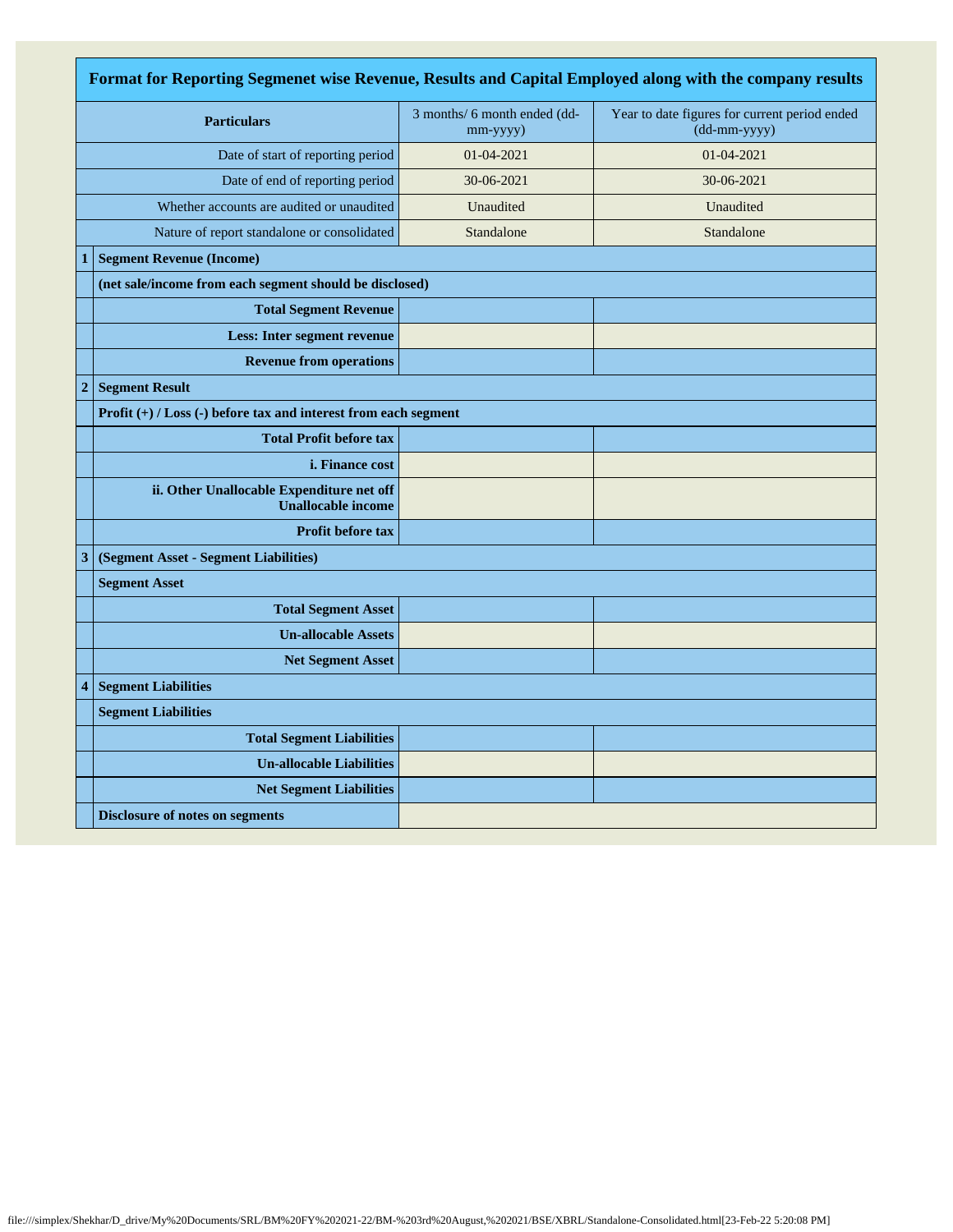| | Format for Reporting Segmenet wise Revenue, Results and Capital Employed along with the company results | | |
|---|---|---|---|
| | **Particulars** | 3 months/ 6 month ended (dd-mm-yyyy) | Year to date figures for current period ended (dd-mm-yyyy) |
| | Date of start of reporting period | 01-04-2021 | 01-04-2021 |
| | Date of end of reporting period | 30-06-2021 | 30-06-2021 |
| | Whether accounts are audited or unaudited | Unaudited | Unaudited |
| | Nature of report standalone or consolidated | Standalone | Standalone |
| **1** | **Segment Revenue (Income)** | | |
| | **(net sale/income from each segment should be disclosed)** | | |
| | **Total Segment Revenue** | | |
| | **Less: Inter segment revenue** | | |
| | **Revenue from operations** | | |
| **2** | **Segment Result** | | |
| | **Profit (+) / Loss (-) before tax and interest from each segment** | | |
| | **Total Profit before tax** | | |
| | **i. Finance cost** | | |
| | **ii. Other Unallocable Expenditure net off Unallocable income** | | |
| | **Profit before tax** | | |
| **3** | **(Segment Asset - Segment Liabilities)** | | |
| | **Segment Asset** | | |
| | **Total Segment Asset** | | |
| | **Un-allocable Assets** | | |
| | **Net Segment Asset** | | |
| **4** | **Segment Liabilities** | | |
| | **Segment Liabilities** | | |
| | **Total Segment Liabilities** | | |
| | **Un-allocable Liabilities** | | |
| | **Net Segment Liabilities** | | |
| | **Disclosure of notes on segments** | | |